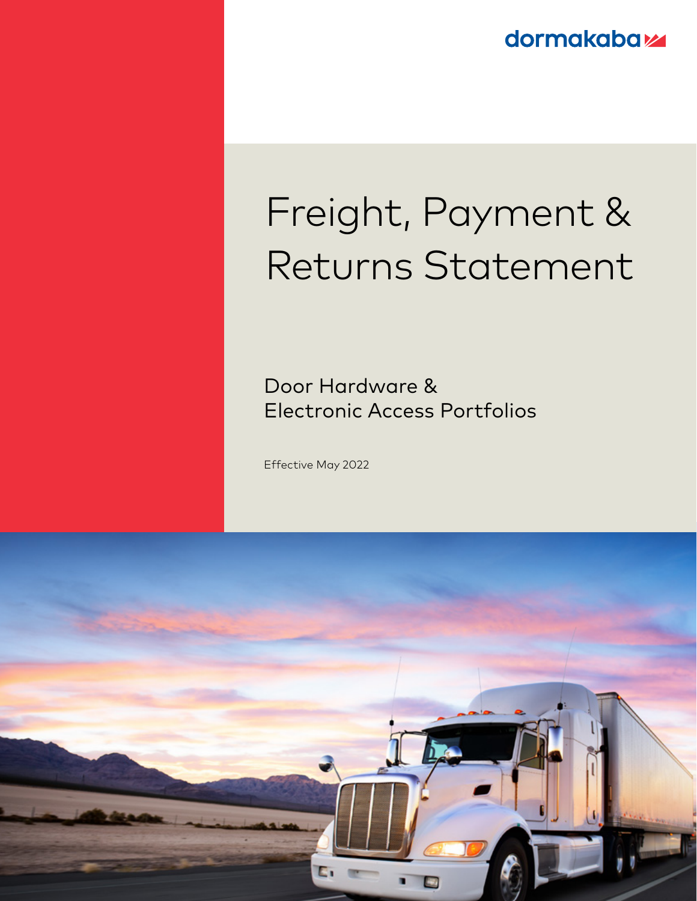dormakaba

# Freight, Payment & Returns Statement

## Door Hardware & Electronic Access Portfolios

Effective May 2022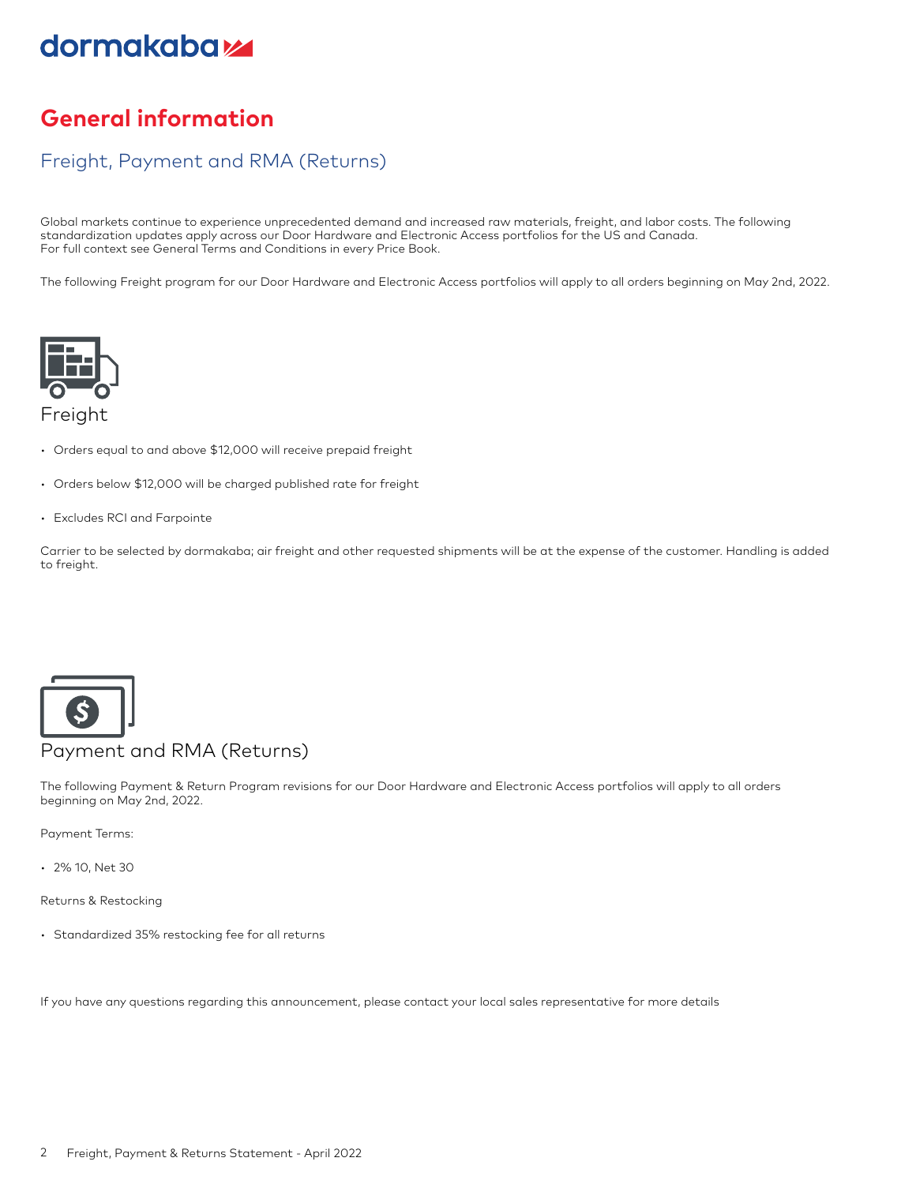dormakaba

# General information

## Freight, Payment and RMA (Returns)

Global markets continue to experience unprecedented demand and increased raw materials, freight, and labor costs. The following standardization updates apply across our Door Hardware and Electronic Access portfolios for the US and Canada.
For full context see General Terms and Conditions in every Price Book.

The following Freight program for our Door Hardware and Electronic Access portfolios will apply to all orders beginning on May 2nd, 2022.

### Freight

- Orders equal to and above $12,000 will receive prepaid freight
- Orders below $12,000 will be charged published rate for freight
- Excludes RCI and Farpointe

Carrier to be selected by dormakaba; air freight and other requested shipments will be at the expense of the customer. Handling is added to freight.

### Payment and RMA (Returns)

The following Payment & Return Program revisions for our Door Hardware and Electronic Access portfolios will apply to all orders beginning on May 2nd, 2022.

Payment Terms:

- 2% 10, Net 30

Returns & Restocking

- Standardized 35% restocking fee for all returns

If you have any questions regarding this announcement, please contact your local sales representative for more details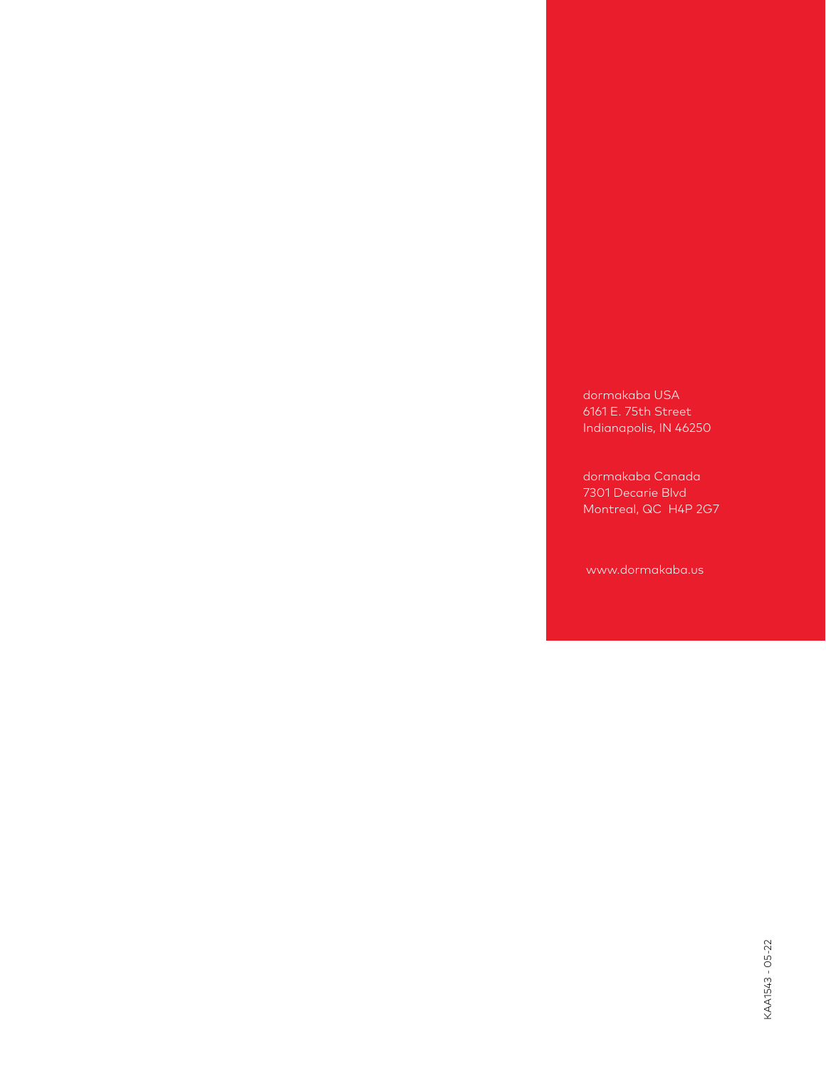dormakaba USA
6161 E. 75th Street
Indianapolis, IN 46250

dormakaba Canada
7301 Decarie Blvd
Montreal, QC H4P 2G7

www.dormakaba.us

KAA1543 - 05-22